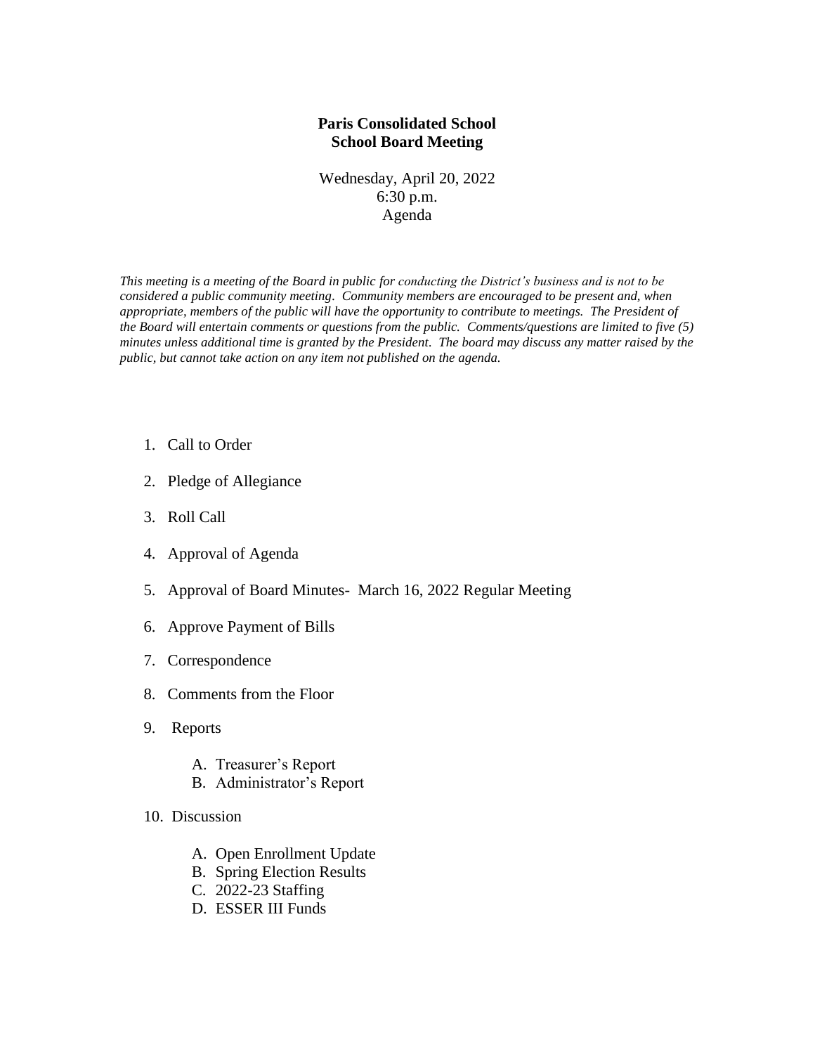**Paris Consolidated School**
**School Board Meeting**

Wednesday, April 20, 2022
6:30 p.m.
Agenda

*This meeting is a meeting of the Board in public for conducting the District's business and is not to be considered a public community meeting. Community members are encouraged to be present and, when appropriate, members of the public will have the opportunity to contribute to meetings. The President of the Board will entertain comments or questions from the public. Comments/questions are limited to five (5) minutes unless additional time is granted by the President. The board may discuss any matter raised by the public, but cannot take action on any item not published on the agenda.*

1. Call to Order
2. Pledge of Allegiance
3. Roll Call
4. Approval of Agenda
5. Approval of Board Minutes- March 16, 2022 Regular Meeting
6. Approve Payment of Bills
7. Correspondence
8. Comments from the Floor
9. Reports
   - A. Treasurer's Report
   - B. Administrator's Report
10. Discussion
    - A. Open Enrollment Update
    - B. Spring Election Results
    - C. 2022-23 Staffing
    - D. ESSER III Funds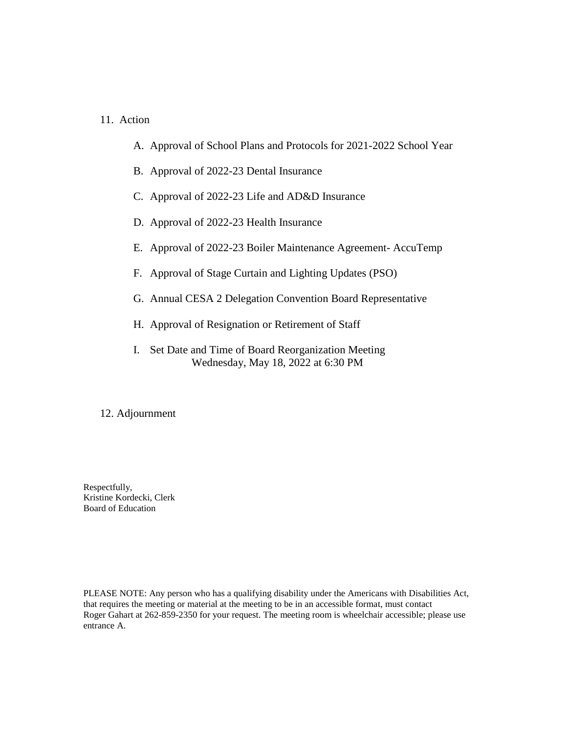11. Action

    A. Approval of School Plans and Protocols for 2021-2022 School Year

    B. Approval of 2022-23 Dental Insurance

    C. Approval of 2022-23 Life and AD&D Insurance

    D. Approval of 2022-23 Health Insurance

    E. Approval of 2022-23 Boiler Maintenance Agreement- AccuTemp

    F. Approval of Stage Curtain and Lighting Updates (PSO)

    G. Annual CESA 2 Delegation Convention Board Representative

    H. Approval of Resignation or Retirement of Staff

    I. Set Date and Time of Board Reorganization Meeting
       Wednesday, May 18, 2022 at 6:30 PM

12. Adjournment

Respectfully,
Kristine Kordecki, Clerk
Board of Education

PLEASE NOTE: Any person who has a qualifying disability under the Americans with Disabilities Act, that requires the meeting or material at the meeting to be in an accessible format, must contact Roger Gahart at 262-859-2350 for your request. The meeting room is wheelchair accessible; please use entrance A.